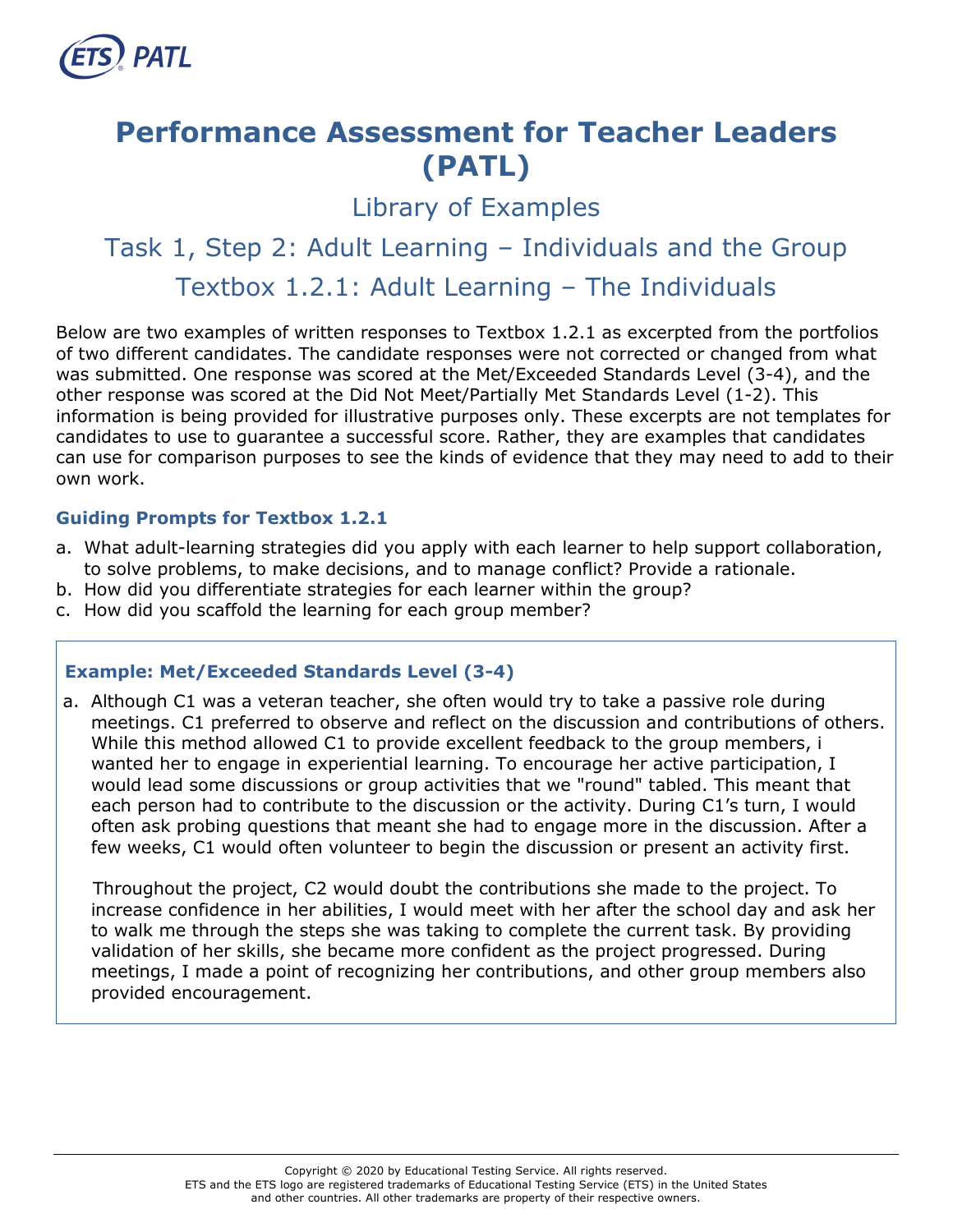# Performance Assessment for Teacher Leaders (PATL)

## Library of Examples

## Task 1, Step 2: Adult Learning – Individuals and the Group

## Textbox 1.2.1: Adult Learning – The Individuals

Below are two examples of written responses to Textbox 1.2.1 as excerpted from the portfolios of two different candidates. The candidate responses were not corrected or changed from what was submitted. One response was scored at the Met/Exceeded Standards Level (3-4), and the other response was scored at the Did Not Meet/Partially Met Standards Level (1-2). This information is being provided for illustrative purposes only. These excerpts are not templates for candidates to use to guarantee a successful score. Rather, they are examples that candidates can use for comparison purposes to see the kinds of evidence that they may need to add to their own work.

### Guiding Prompts for Textbox 1.2.1

a. What adult-learning strategies did you apply with each learner to help support collaboration, to solve problems, to make decisions, and to manage conflict? Provide a rationale.
b. How did you differentiate strategies for each learner within the group?
c. How did you scaffold the learning for each group member?

### Example: Met/Exceeded Standards Level (3-4)

a. Although C1 was a veteran teacher, she often would try to take a passive role during meetings. C1 preferred to observe and reflect on the discussion and contributions of others. While this method allowed C1 to provide excellent feedback to the group members, i wanted her to engage in experiential learning. To encourage her active participation, I would lead some discussions or group activities that we "round" tabled. This meant that each person had to contribute to the discussion or the activity. During C1's turn, I would often ask probing questions that meant she had to engage more in the discussion. After a few weeks, C1 would often volunteer to begin the discussion or present an activity first.

   Throughout the project, C2 would doubt the contributions she made to the project. To increase confidence in her abilities, I would meet with her after the school day and ask her to walk me through the steps she was taking to complete the current task. By providing validation of her skills, she became more confident as the project progressed. During meetings, I made a point of recognizing her contributions, and other group members also provided encouragement.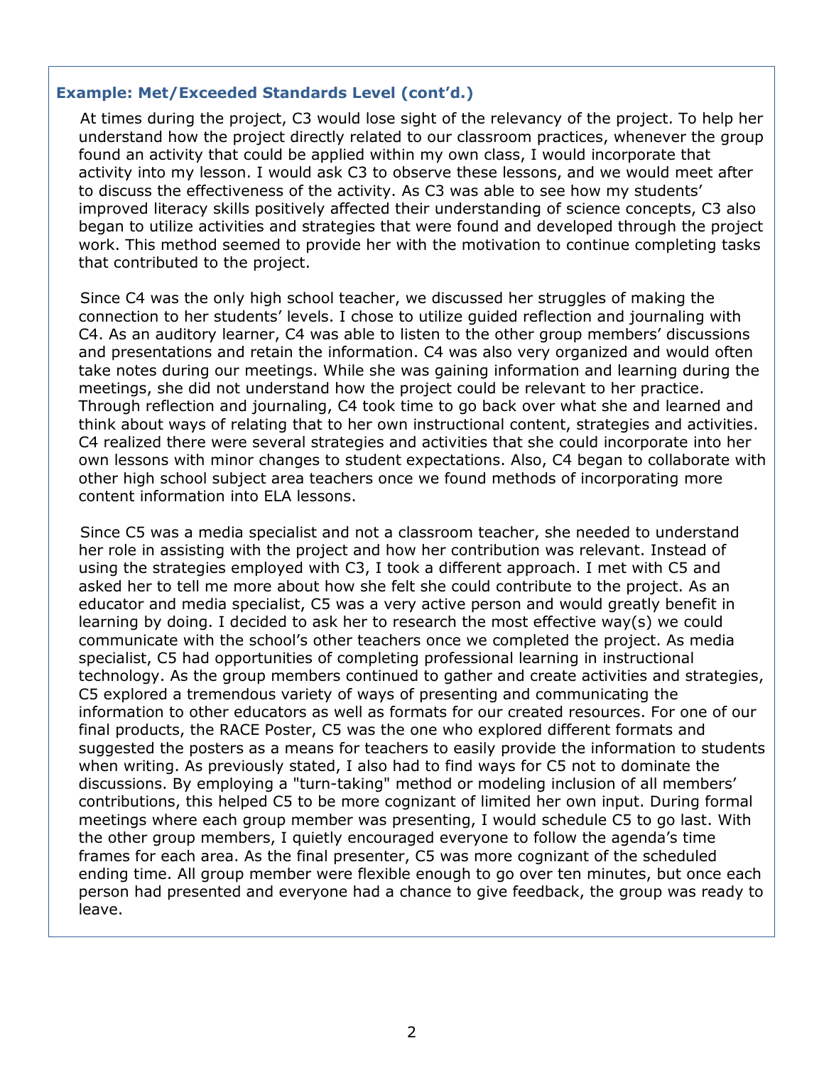### Example: Met/Exceeded Standards Level (cont'd.)

At times during the project, C3 would lose sight of the relevancy of the project. To help her understand how the project directly related to our classroom practices, whenever the group found an activity that could be applied within my own class, I would incorporate that activity into my lesson. I would ask C3 to observe these lessons, and we would meet after to discuss the effectiveness of the activity. As C3 was able to see how my students' improved literacy skills positively affected their understanding of science concepts, C3 also began to utilize activities and strategies that were found and developed through the project work. This method seemed to provide her with the motivation to continue completing tasks that contributed to the project.

Since C4 was the only high school teacher, we discussed her struggles of making the connection to her students' levels. I chose to utilize guided reflection and journaling with C4. As an auditory learner, C4 was able to listen to the other group members' discussions and presentations and retain the information. C4 was also very organized and would often take notes during our meetings. While she was gaining information and learning during the meetings, she did not understand how the project could be relevant to her practice. Through reflection and journaling, C4 took time to go back over what she and learned and think about ways of relating that to her own instructional content, strategies and activities. C4 realized there were several strategies and activities that she could incorporate into her own lessons with minor changes to student expectations. Also, C4 began to collaborate with other high school subject area teachers once we found methods of incorporating more content information into ELA lessons.

Since C5 was a media specialist and not a classroom teacher, she needed to understand her role in assisting with the project and how her contribution was relevant. Instead of using the strategies employed with C3, I took a different approach. I met with C5 and asked her to tell me more about how she felt she could contribute to the project. As an educator and media specialist, C5 was a very active person and would greatly benefit in learning by doing. I decided to ask her to research the most effective way(s) we could communicate with the school's other teachers once we completed the project. As media specialist, C5 had opportunities of completing professional learning in instructional technology. As the group members continued to gather and create activities and strategies, C5 explored a tremendous variety of ways of presenting and communicating the information to other educators as well as formats for our created resources. For one of our final products, the RACE Poster, C5 was the one who explored different formats and suggested the posters as a means for teachers to easily provide the information to students when writing. As previously stated, I also had to find ways for C5 not to dominate the discussions. By employing a "turn-taking" method or modeling inclusion of all members' contributions, this helped C5 to be more cognizant of limited her own input. During formal meetings where each group member was presenting, I would schedule C5 to go last. With the other group members, I quietly encouraged everyone to follow the agenda's time frames for each area. As the final presenter, C5 was more cognizant of the scheduled ending time. All group member were flexible enough to go over ten minutes, but once each person had presented and everyone had a chance to give feedback, the group was ready to leave.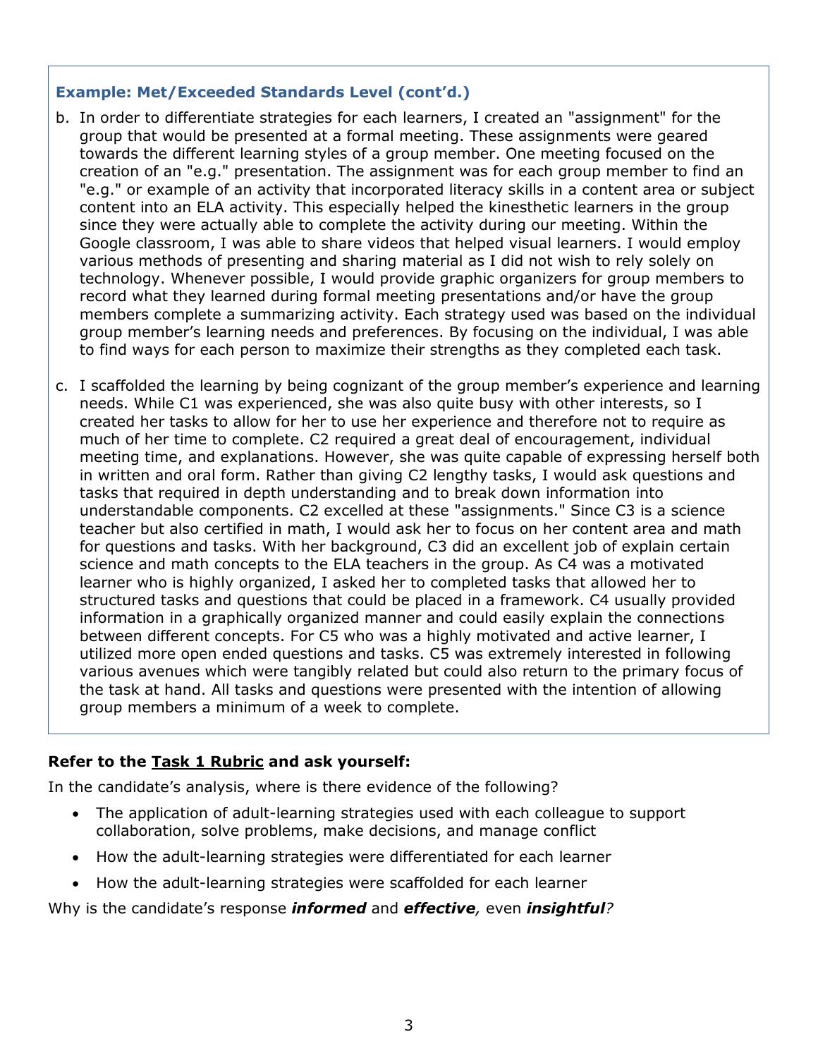### Example: Met/Exceeded Standards Level (cont'd.)

b. In order to differentiate strategies for each learners, I created an "assignment" for the group that would be presented at a formal meeting. These assignments were geared towards the different learning styles of a group member. One meeting focused on the creation of an "e.g." presentation. The assignment was for each group member to find an "e.g." or example of an activity that incorporated literacy skills in a content area or subject content into an ELA activity. This especially helped the kinesthetic learners in the group since they were actually able to complete the activity during our meeting. Within the Google classroom, I was able to share videos that helped visual learners. I would employ various methods of presenting and sharing material as I did not wish to rely solely on technology. Whenever possible, I would provide graphic organizers for group members to record what they learned during formal meeting presentations and/or have the group members complete a summarizing activity. Each strategy used was based on the individual group member's learning needs and preferences. By focusing on the individual, I was able to find ways for each person to maximize their strengths as they completed each task.

c. I scaffolded the learning by being cognizant of the group member's experience and learning needs. While C1 was experienced, she was also quite busy with other interests, so I created her tasks to allow for her to use her experience and therefore not to require as much of her time to complete. C2 required a great deal of encouragement, individual meeting time, and explanations. However, she was quite capable of expressing herself both in written and oral form. Rather than giving C2 lengthy tasks, I would ask questions and tasks that required in depth understanding and to break down information into understandable components. C2 excelled at these "assignments." Since C3 is a science teacher but also certified in math, I would ask her to focus on her content area and math for questions and tasks. With her background, C3 did an excellent job of explain certain science and math concepts to the ELA teachers in the group. As C4 was a motivated learner who is highly organized, I asked her to completed tasks that allowed her to structured tasks and questions that could be placed in a framework. C4 usually provided information in a graphically organized manner and could easily explain the connections between different concepts. For C5 who was a highly motivated and active learner, I utilized more open ended questions and tasks. C5 was extremely interested in following various avenues which were tangibly related but could also return to the primary focus of the task at hand. All tasks and questions were presented with the intention of allowing group members a minimum of a week to complete.

**Refer to the Task 1 Rubric and ask yourself:**

In the candidate's analysis, where is there evidence of the following?

- The application of adult-learning strategies used with each colleague to support collaboration, solve problems, make decisions, and manage conflict
- How the adult-learning strategies were differentiated for each learner
- How the adult-learning strategies were scaffolded for each learner

Why is the candidate's response ***informed*** and ***effective****,* even ***insightful****?*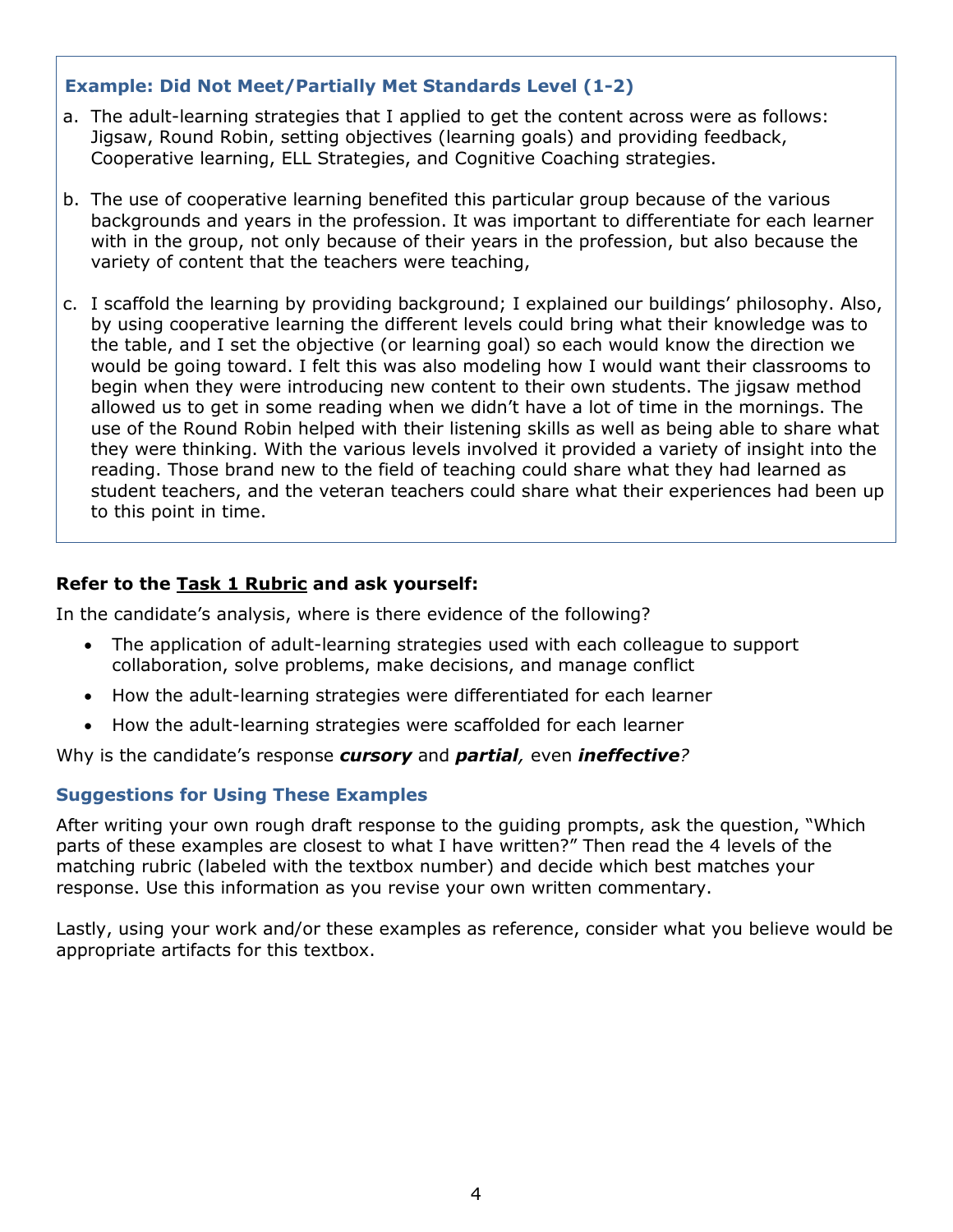### Example: Did Not Meet/Partially Met Standards Level (1-2)

a. The adult-learning strategies that I applied to get the content across were as follows: Jigsaw, Round Robin, setting objectives (learning goals) and providing feedback, Cooperative learning, ELL Strategies, and Cognitive Coaching strategies.

b. The use of cooperative learning benefited this particular group because of the various backgrounds and years in the profession. It was important to differentiate for each learner with in the group, not only because of their years in the profession, but also because the variety of content that the teachers were teaching,

c. I scaffold the learning by providing background; I explained our buildings' philosophy. Also, by using cooperative learning the different levels could bring what their knowledge was to the table, and I set the objective (or learning goal) so each would know the direction we would be going toward. I felt this was also modeling how I would want their classrooms to begin when they were introducing new content to their own students. The jigsaw method allowed us to get in some reading when we didn't have a lot of time in the mornings. The use of the Round Robin helped with their listening skills as well as being able to share what they were thinking. With the various levels involved it provided a variety of insight into the reading. Those brand new to the field of teaching could share what they had learned as student teachers, and the veteran teachers could share what their experiences had been up to this point in time.

**Refer to the Task 1 Rubric and ask yourself:**

In the candidate's analysis, where is there evidence of the following?

- The application of adult-learning strategies used with each colleague to support collaboration, solve problems, make decisions, and manage conflict
- How the adult-learning strategies were differentiated for each learner
- How the adult-learning strategies were scaffolded for each learner

Why is the candidate's response ***cursory*** and ***partial****,* even ***ineffective****?*

### Suggestions for Using These Examples

After writing your own rough draft response to the guiding prompts, ask the question, "Which parts of these examples are closest to what I have written?" Then read the 4 levels of the matching rubric (labeled with the textbox number) and decide which best matches your response. Use this information as you revise your own written commentary.

Lastly, using your work and/or these examples as reference, consider what you believe would be appropriate artifacts for this textbox.